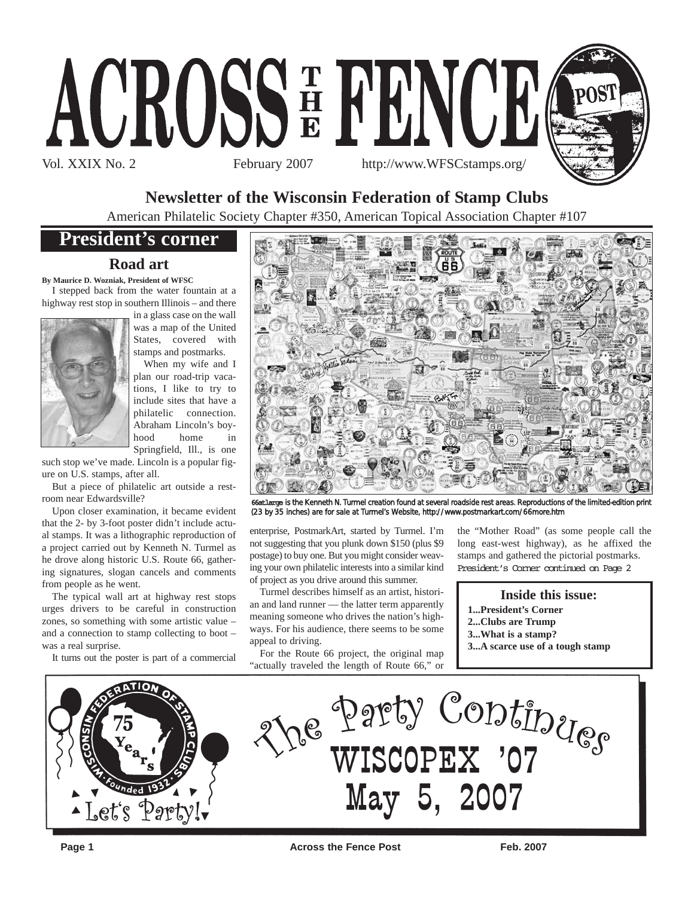# ACROSS THE FENCE POST

Vol. XXIX No. 2 February 2007 http://www.WFSCstamps.org/

## Newsletter of the Wisconsin Federation of Stamp Clubs

American Philatelic Society Chapter #350, American Topical Association Chapter #107

## President's corner

### Road art

**By Maurice D. Wozniak, President of WFSC**

I stepped back from the water fountain at a highway rest stop in southern Illinois – and there in a glass case on the wall was a map of the United States, covered with stamps and postmarks.

When my wife and I plan our road-trip vacations, I like to try to include sites that have a philatelic connection. Abraham Lincoln's boyhood home in Springfield, Ill., is one such stop we've made. Lincoln is a popular figure on U.S. stamps, after all.

But a piece of philatelic art outside a restroom near Edwardsville?

Upon closer examination, it became evident that the 2- by 3-foot poster didn't include actual stamps. It was a lithographic reproduction of a project carried out by Kenneth N. Turmel as he drove along historic U.S. Route 66, gathering signatures, slogan cancels and comments from people as he went.

The typical wall art at highway rest stops urges drivers to be careful in construction zones, so something with some artistic value – and a connection to stamp collecting to boot – was a real surprise.

It turns out the poster is part of a commercial enterprise, PostmarkArt, started by Turmel. I'm not suggesting that you plunk down $150 (plus $9 postage) to buy one. But you might consider weaving your own philatelic interests into a similar kind of project as you drive around this summer.

Turmel describes himself as an artist, historian and land runner — the latter term apparently meaning someone who drives the nation's highways. For his audience, there seems to be some appeal to driving.

For the Route 66 project, the original map "actually traveled the length of Route 66," or the "Mother Road" (as some people call the long east-west highway), as he affixed the stamps and gathered the pictorial postmarks.

President's Corner continued on Page 2

66atlarge is the Kenneth N. Turmel creation found at several roadside rest areas. Reproductions of the limited-edition print (23 by 35 inches) are for sale at Turmel's Website, http://www.postmarkart.com/66more.htm

**Inside this issue:**

- **1...President's Corner**
- **2...Clubs are Trump**
- **3...What is a stamp?**
- **3...A scarce use of a tough stamp**

Wisconsin Federation of Stamp Clubs · 75 Years · Founded 1932 · Let's Party!

**The Party Continues**

**WISCOPEX '07**

**May 5, 2007**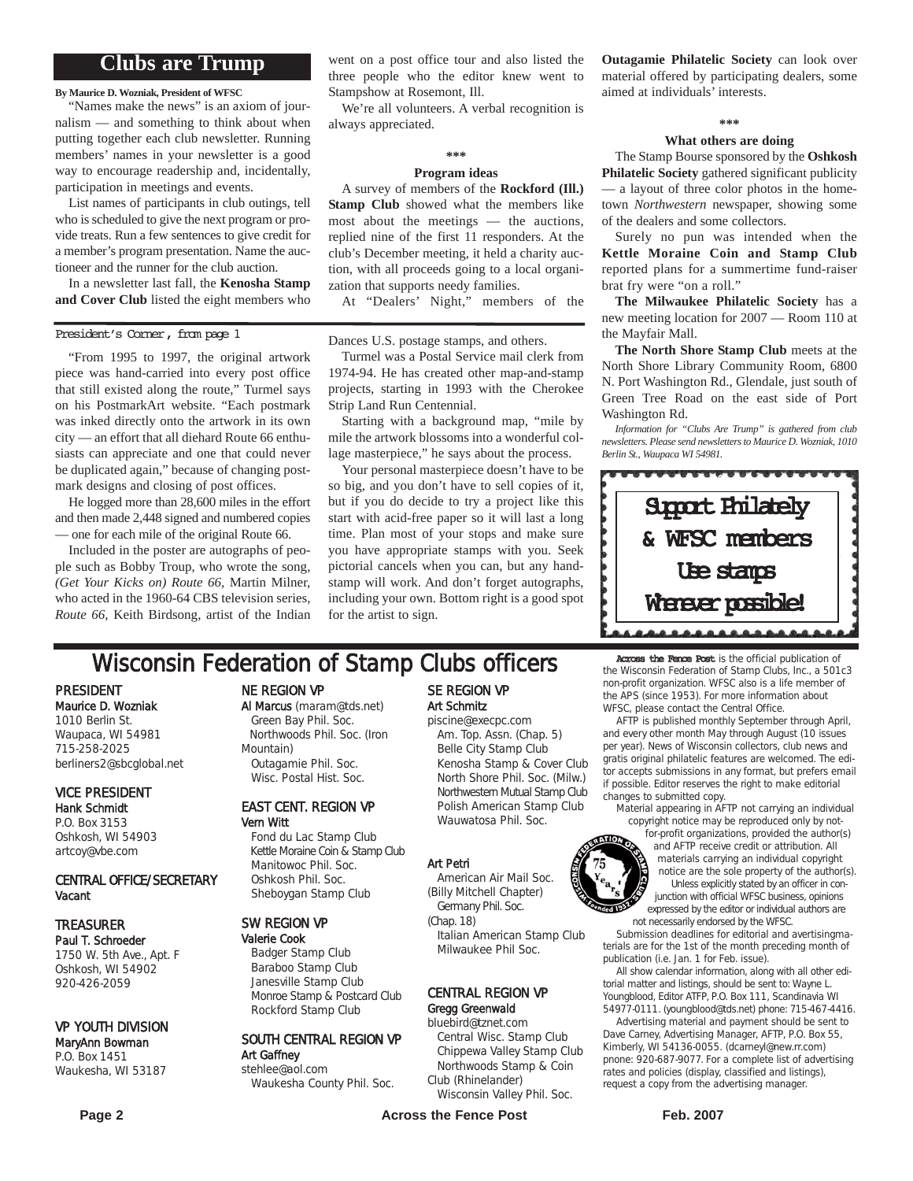## Clubs are Trump

**By Maurice D. Wozniak, President of WFSC**

"Names make the news" is an axiom of journalism — and something to think about when putting together each club newsletter. Running members' names in your newsletter is a good way to encourage readership and, incidentally, participation in meetings and events.

List names of participants in club outings, tell who is scheduled to give the next program or provide treats. Run a few sentences to give credit for a member's program presentation. Name the auctioneer and the runner for the club auction.

In a newsletter last fall, the **Kenosha Stamp and Cover Club** listed the eight members who went on a post office tour and also listed the three people who the editor knew went to Stampshow at Rosemont, Ill.

We're all volunteers. A verbal recognition is always appreciated.

\*\*\*

**Program ideas**

A survey of members of the **Rockford (Ill.) Stamp Club** showed what the members like most about the meetings — the auctions, replied nine of the first 11 responders. At the club's December meeting, it held a charity auction, with all proceeds going to a local organization that supports needy families.

At "Dealers' Night," members of the **Outagamie Philatelic Society** can look over material offered by participating dealers, some aimed at individuals' interests.

\*\*\*

**What others are doing**

The Stamp Bourse sponsored by the **Oshkosh Philatelic Society** gathered significant publicity — a layout of three color photos in the hometown *Northwestern* newspaper, showing some of the dealers and some collectors.

Surely no pun was intended when the **Kettle Moraine Coin and Stamp Club** reported plans for a summertime fund-raiser brat fry were "on a roll."

**The Milwaukee Philatelic Society** has a new meeting location for 2007 — Room 110 at the Mayfair Mall.

**The North Shore Stamp Club** meets at the North Shore Library Community Room, 6800 N. Port Washington Rd., Glendale, just south of Green Tree Road on the east side of Port Washington Rd.

*Information for "Clubs Are Trump" is gathered from club newsletters. Please send newsletters to Maurice D. Wozniak, 1010 Berlin St., Waupaca WI 54981.*

---

President's Corner, from page 1

"From 1995 to 1997, the original artwork piece was hand-carried into every post office that still existed along the route," Turmel says on his PostmarkArt website. "Each postmark was inked directly onto the artwork in its own city — an effort that all diehard Route 66 enthusiasts can appreciate and one that could never be duplicated again," because of changing postmark designs and closing of post offices.

He logged more than 28,600 miles in the effort and then made 2,448 signed and numbered copies — one for each mile of the original Route 66.

Included in the poster are autographs of people such as Bobby Troup, who wrote the song, *(Get Your Kicks on) Route 66*, Martin Milner, who acted in the 1960-64 CBS television series, *Route 66*, Keith Birdsong, artist of the Indian Dances U.S. postage stamps, and others.

Turmel was a Postal Service mail clerk from 1974-94. He has created other map-and-stamp projects, starting in 1993 with the Cherokee Strip Land Run Centennial.

Starting with a background map, "mile by mile the artwork blossoms into a wonderful collage masterpiece," he says about the process.

Your personal masterpiece doesn't have to be so big, and you don't have to sell copies of it, but if you do decide to try a project like this start with acid-free paper so it will last a long time. Plan most of your stops and make sure you have appropriate stamps with you. Seek pictorial cancels when you can, but any handstamp will work. And don't forget autographs, including your own. Bottom right is a good spot for the artist to sign.

Support Philately
& WFSC members
Use stamps
Whenever possible!

---

## Wisconsin Federation of Stamp Clubs officers

**PRESIDENT**
Maurice D. Wozniak
1010 Berlin St.
Waupaca, WI 54981
715-258-2025
berliners2@sbcglobal.net

**VICE PRESIDENT**
Hank Schmidt
P.O. Box 3153
Oshkosh, WI 54903
artcoy@vbe.com

**CENTRAL OFFICE/SECRETARY**
Vacant

**TREASURER**
Paul T. Schroeder
1750 W. 5th Ave., Apt. F
Oshkosh, WI 54902
920-426-2059

**VP YOUTH DIVISION**
MaryAnn Bowman
P.O. Box 1451
Waukesha, WI 53187

**NE REGION VP**
Al Marcus (maram@tds.net)
Green Bay Phil. Soc.
Northwoods Phil. Soc. (Iron Mountain)
Outagamie Phil. Soc.
Wisc. Postal Hist. Soc.

**EAST CENT. REGION VP**
Vern Witt
Fond du Lac Stamp Club
Kettle Moraine Coin & Stamp Club
Manitowoc Phil. Soc.
Oshkosh Phil. Soc.
Sheboygan Stamp Club

**SW REGION VP**
Valerie Cook
Badger Stamp Club
Baraboo Stamp Club
Janesville Stamp Club
Monroe Stamp & Postcard Club
Rockford Stamp Club

**SOUTH CENTRAL REGION VP**
Art Gaffney
stehlee@aol.com
Waukesha County Phil. Soc.

**SE REGION VP**
Art Schmitz
piscine@execpc.com
Am. Top. Assn. (Chap. 5)
Belle City Stamp Club
Kenosha Stamp & Cover Club
North Shore Phil. Soc. (Milw.)
Northwestern Mutual Stamp Club
Polish American Stamp Club
Wauwatosa Phil. Soc.

Art Petri
American Air Mail Soc. (Billy Mitchell Chapter)
Germany Phil. Soc. (Chap. 18)
Italian American Stamp Club
Milwaukee Phil Soc.

**CENTRAL REGION VP**
Gregg Greenwald
bluebird@tznet.com
Central Wisc. Stamp Club
Chippewa Valley Stamp Club
Northwoods Stamp & Coin Club (Rhinelander)
Wisconsin Valley Phil. Soc.

**Across the Fence Post** is the official publication of the Wisconsin Federation of Stamp Clubs, Inc., a 501c3 non-profit organization. WFSC also is a life member of the APS (since 1953). For more information about WFSC, please contact the Central Office.

AFTP is published monthly September through April, and every other month May through August (10 issues per year). News of Wisconsin collectors, club news and gratis original philatelic features are welcomed. The editor accepts submissions in any format, but prefers email if possible. Editor reserves the right to make editorial changes to submitted copy.

Material appearing in AFTP not carrying an individual copyright notice may be reproduced only by not-for-profit organizations, provided the author(s) and AFTP receive credit or attribution. All materials carrying an individual copyright notice are the sole property of the author(s).

Unless explicitly stated by an officer in conjunction with official WFSC business, opinions expressed by the editor or individual authors are not necessarily endorsed by the WFSC.

Submission deadlines for editorial and avertisingmaterials are for the 1st of the month preceding month of publication (i.e. Jan. 1 for Feb. issue).

All show calendar information, along with all other editorial matter and listings, should be sent to: Wayne L. Youngblood, Editor ATFP, P.O. Box 111, Scandinavia WI 54977-0111. (youngblood@tds.net) phone: 715-467-4416.

Advertising material and payment should be sent to Dave Carney, Advertising Manager, AFTP, P.O. Box 55, Kimberly, WI 54136-0055. (dcarneyl@new.rr.com) pnone: 920-687-9077. For a complete list of advertising rates and policies (display, classified and listings), request a copy from the advertising manager.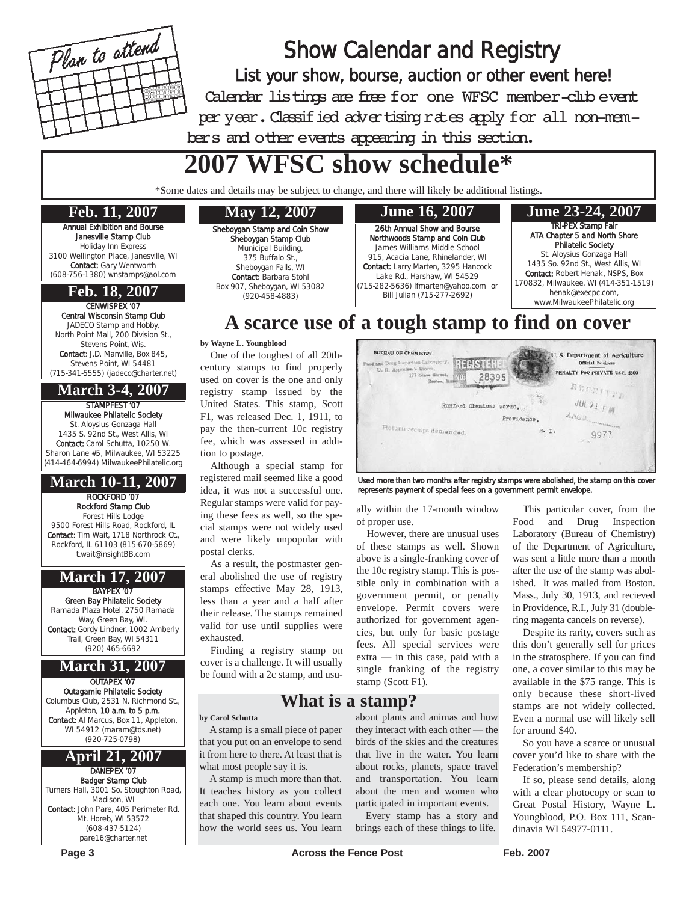Plan to attend

# Show Calendar and Registry

## List your show, bourse, auction or other event here!

Calendar listings are free for one WFSC member-club event per year. Classified advertising rates apply for all non-members and other events appearing in this section.

# 2007 WFSC show schedule*

*Some dates and details may be subject to change, and there will likely be additional listings.

### Feb. 11, 2007

Annual Exhibition and Bourse
Janesville Stamp Club
Holiday Inn Express
3100 Wellington Place, Janesville, WI
**Contact:** Gary Wentworth
(608-756-1380) wnstamps@aol.com

### Feb. 18, 2007

CENWISPEX '07
Central Wisconsin Stamp Club
JADECO Stamp and Hobby,
North Point Mall, 200 Division St.,
Stevens Point, Wis.
**Contact:** J.D. Manville, Box 845,
Stevens Point, WI 54481
(715-341-5555) (jadeco@charter.net)

### March 3-4, 2007

STAMPFEST '07
Milwaukee Philatelic Society
St. Aloysius Gonzaga Hall
1435 S. 92nd St., West Allis, WI
**Contact:** Carol Schutta, 10250 W.
Sharon Lane #5, Milwaukee, WI 53225
(414-464-6994) MilwaukeePhilatelic.org

### March 10-11, 2007

ROCKFORD '07
Rockford Stamp Club
Forest Hills Lodge
9500 Forest Hills Road, Rockford, IL
**Contact:** Tim Wait, 1718 Northrock Ct.,
Rockford, IL 61103 (815-670-5869)
t.wait@insightBB.com

### March 17, 2007

BAYPEX '07
Green Bay Philatelic Society
Ramada Plaza Hotel. 2750 Ramada
Way, Green Bay, WI.
**Contact:** Gordy Lindner, 1002 Amberly
Trail, Green Bay, WI 54311
(920) 465-6692

### March 31, 2007

OUTAPEX '07
Outagamie Philatelic Society
Columbus Club, 2531 N. Richmond St.,
Appleton, **10 a.m. to 5 p.m.**
**Contact:** Al Marcus, Box 11, Appleton,
WI 54912 (maram@tds.net)
(920-725-0798)

### April 21, 2007

DANEPEX '07
Badger Stamp Club
Turners Hall, 3001 So. Stoughton Road,
Madison, WI
**Contact:** John Pare, 405 Perimeter Rd.
Mt. Horeb, WI 53572
(608-437-5124)
pare16@charter.net

### May 12, 2007

Sheboygan Stamp and Coin Show
Sheboygan Stamp Club
Municipal Building,
375 Buffalo St.,
Sheboygan Falls, WI
**Contact:** Barbara Stohl
Box 907, Sheboygan, WI 53082
(920-458-4883)

### June 16, 2007

26th Annual Show and Bourse
Northwoods Stamp and Coin Club
James Williams Middle School
915, Acacia Lane, Rhinelander, WI
**Contact:** Larry Marten, 3295 Hancock
Lake Rd., Harshaw, WI 54529
(715-282-5636) lfmarten@yahoo.com or
Bill Julian (715-277-2692)

### June 23-24, 2007

TRI-PEX Stamp Fair
ATA Chapter 5 and North Shore
Philatelic Society
St. Aloysius Gonzaga Hall
1435 So. 92nd St., West Allis, WI
**Contact:** Robert Henak, NSPS, Box
170832, Milwaukee, WI (414-351-1519)
henak@execpc.com,
www.MilwaukeePhilatelic.org

# A scarce use of a tough stamp to find on cover

**by Wayne L. Youngblood**

One of the toughest of all 20th-century stamps to find properly used on cover is the one and only registry stamp issued by the United States. This stamp, Scott F1, was released Dec. 1, 1911, to pay the then-current 10c registry fee, which was assessed in addition to postage.

Although a special stamp for registered mail seemed like a good idea, it was not a successful one. Regular stamps were valid for paying these fees as well, so the special stamps were not widely used and were likely unpopular with postal clerks.

As a result, the postmaster general abolished the use of registry stamps effective May 28, 1913, less than a year and a half after their release. The stamps remained valid for use until supplies were exhausted.

Finding a registry stamp on cover is a challenge. It will usually be found with a 2c stamp, and usually within the 17-month window of proper use.

However, there are unusual uses of these stamps as well. Shown above is a single-franking cover of the 10c registry stamp. This is possible only in combination with a government permit, or penalty envelope. Permit covers were authorized for government agencies, but only for basic postage fees. All special services were extra — in this case, paid with a single franking of the registry stamp (Scott F1).

Used more than two months after registry stamps were abolished, the stamp on this cover represents payment of special fees on a government permit envelope.

This particular cover, from the Food and Drug Inspection Laboratory (Bureau of Chemistry) of the Department of Agriculture, was sent a little more than a month after the use of the stamp was abolished. It was mailed from Boston. Mass., July 30, 1913, and recieved in Providence, R.I., July 31 (double-ring magenta cancels on reverse).

Despite its rarity, covers such as this don't generally sell for prices in the stratosphere. If you can find one, a cover similar to this may be available in the $75 range. This is only because these short-lived stamps are not widely collected. Even a normal use will likely sell for around $40.

So you have a scarce or unusual cover you'd like to share with the Federation's membership?

If so, please send details, along with a clear photocopy or scan to Great Postal History, Wayne L. Youngblood, P.O. Box 111, Scandinavia WI 54977-0111.

# What is a stamp?

**by Carol Schutta**

A stamp is a small piece of paper that you put on an envelope to send it from here to there. At least that is what most people say it is.

A stamp is much more than that. It teaches history as you collect each one. You learn about events that shaped this country. You learn how the world sees us. You learn about plants and animas and how they interact with each other — the birds of the skies and the creatures that live in the water. You learn about rocks, planets, space travel and transportation. You learn about the men and women who participated in important events.

Every stamp has a story and brings each of these things to life.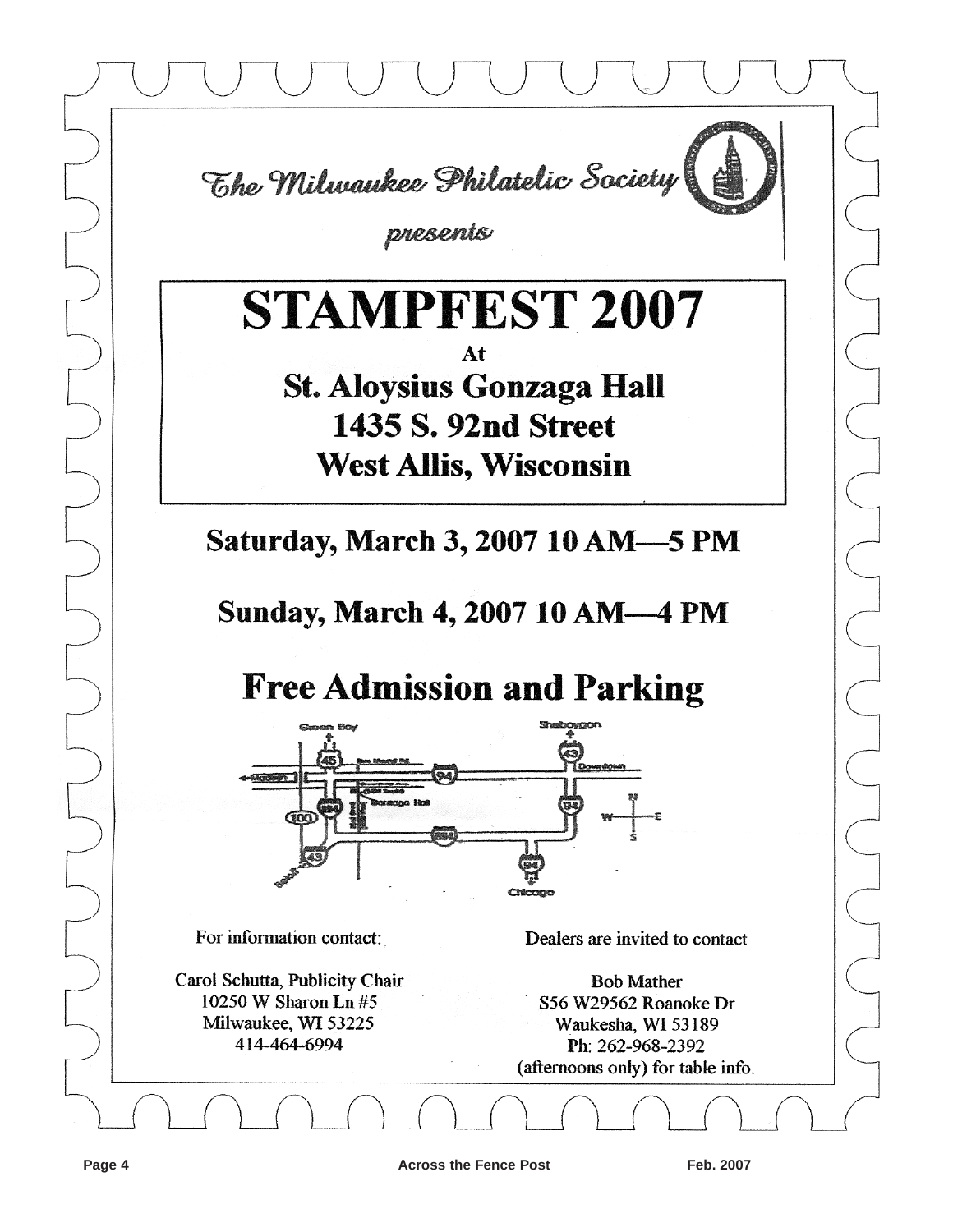The Milwaukee Philatelic Society

*presents*

# STAMPFEST 2007

At

## St. Aloysius Gonzaga Hall
## 1435 S. 92nd Street
## West Allis, Wisconsin

## Saturday, March 3, 2007 10 AM—5 PM

## Sunday, March 4, 2007 10 AM—4 PM

## Free Admission and Parking

Green Bay

Sheboygan

Downtown

Gonzaga Hall

Chicago

For information contact:

Carol Schutta, Publicity Chair
10250 W Sharon Ln #5
Milwaukee, WI 53225
414-464-6994

Dealers are invited to contact

Bob Mather
S56 W29562 Roanoke Dr
Waukesha, WI 53189
Ph: 262-968-2392
(afternoons only) for table info.